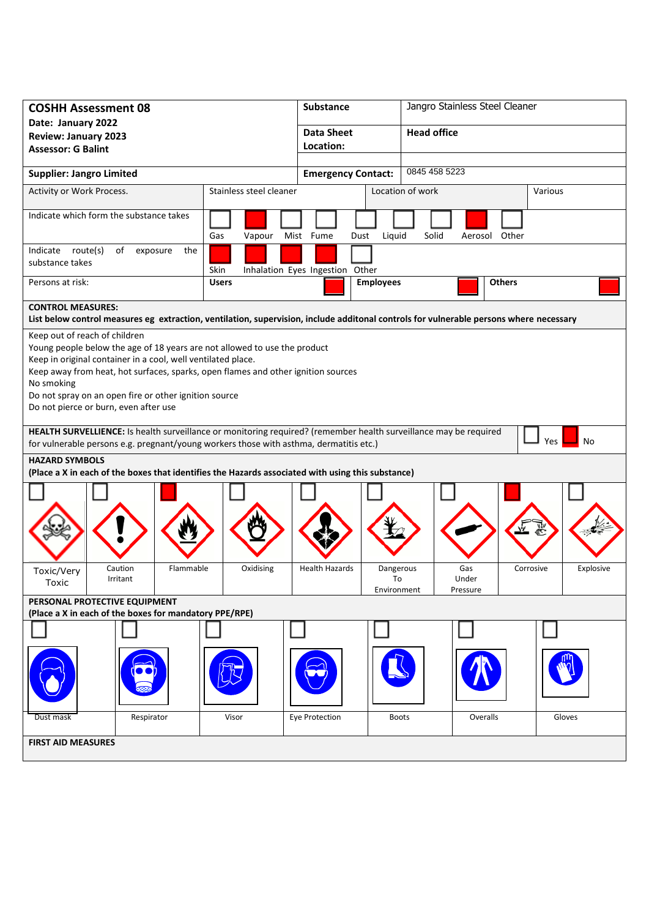| **COSHH Assessment 08**<br>**Date: January 2022**<br>**Review: January 2023**<br>**Assessor: G Balint** | **Substance** | Jangro Stainless Steel Cleaner |
|---|---|---|
| | **Data Sheet Location:** | **Head office** |
| **Supplier: Jangro Limited** | **Emergency Contact:** | 0845 458 5223 |

| Activity or Work Process. | Stainless steel cleaner | Location of work | Various |
|---|---|---|---|

**Indicate which form the substance takes**

| Gas | Vapour | Mist | Fume | Dust | Liquid | Solid | Aerosol | Other |
|---|---|---|---|---|---|---|---|---|
| ☐ | ☒ | ☐ | ☐ | ☐ | ☐ | ☐ | ☒ | ☐ |

**Indicate route(s) of exposure the substance takes**

| Skin | Inhalation | Eyes | Ingestion | Other |
|---|---|---|---|---|
| ☒ | ☒ | ☒ | ☒ | ☐ |

**Persons at risk:**

| Users | Employees | Others |
|---|---|---|
| ☒ | ☒ | ☒ |

**CONTROL MEASURES:**
**List below control measures eg extraction, ventilation, supervision, include additonal controls for vulnerable persons where necessary**

Keep out of reach of children
Young people below the age of 18 years are not allowed to use the product
Keep in original container in a cool, well ventilated place.
Keep away from heat, hot surfaces, sparks, open flames and other ignition sources
No smoking
Do not spray on an open fire or other ignition source
Do not pierce or burn, even after use

**HEALTH SURVELLIENCE:** Is health surveillance or monitoring required? (remember health surveillance may be required for vulnerable persons e.g. pregnant/young workers those with asthma, dermatitis etc.) ☐ Yes ☒ No

**HAZARD SYMBOLS**
**(Place a X in each of the boxes that identifies the Hazards associated with using this substance)**

| Toxic/Very Toxic | Caution Irritant | Flammable | Oxidising | Health Hazards | Dangerous To Environment | Gas Under Pressure | Corrosive | Explosive |
|---|---|---|---|---|---|---|---|---|
| ☐ | ☐ | ☒ | ☐ | ☐ | ☐ | ☐ | ☒ | ☐ |

**PERSONAL PROTECTIVE EQUIPMENT**
**(Place a X in each of the boxes for mandatory PPE/RPE)**

| Dust mask | Respirator | Visor | Eye Protection | Boots | Overalls | Gloves |
|---|---|---|---|---|---|---|
| ☐ | ☐ | ☐ | ☐ | ☐ | ☐ | ☐ |

**FIRST AID MEASURES**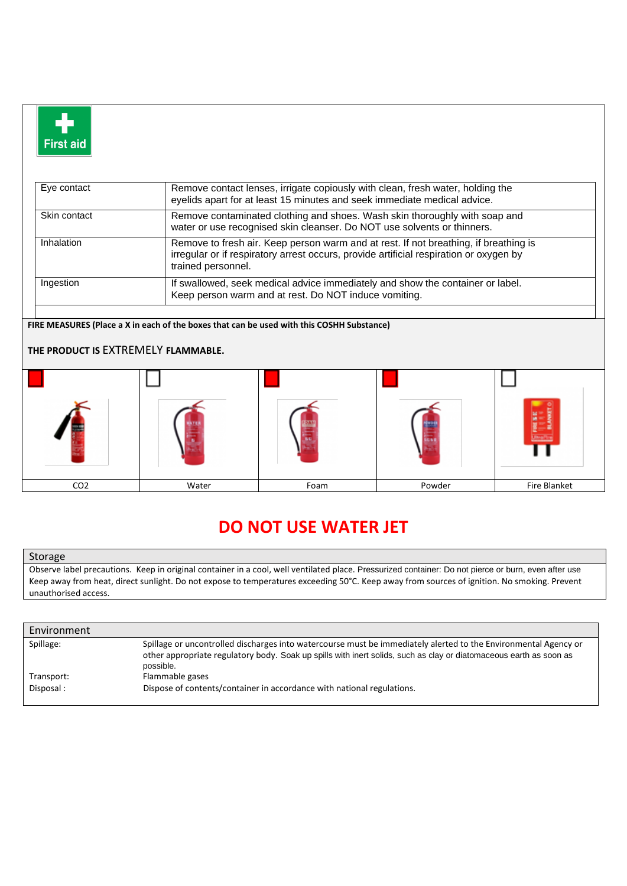First aid

| | |
|---|---|
| Eye contact | Remove contact lenses, irrigate copiously with clean, fresh water, holding the eyelids apart for at least 15 minutes and seek immediate medical advice. |
| Skin contact | Remove contaminated clothing and shoes. Wash skin thoroughly with soap and water or use recognised skin cleanser. Do NOT use solvents or thinners. |
| Inhalation | Remove to fresh air. Keep person warm and at rest. If not breathing, if breathing is irregular or if respiratory arrest occurs, provide artificial respiration or oxygen by trained personnel. |
| Ingestion | If swallowed, seek medical advice immediately and show the container or label. Keep person warm and at rest. Do NOT induce vomiting. |

**FIRE MEASURES (Place a X in each of the boxes that can be used with this COSHH Substance)**

**THE PRODUCT IS EXTREMELY FLAMMABLE.**

| CO2 | Water | Foam | Powder | Fire Blanket |
|---|---|---|---|---|
| ■ | ☐ | ■ | ■ | ☐ |

## DO NOT USE WATER JET

### Storage

Observe label precautions. Keep in original container in a cool, well ventilated place. Pressurized container: Do not pierce or burn, even after use Keep away from heat, direct sunlight. Do not expose to temperatures exceeding 50°C. Keep away from sources of ignition. No smoking. Prevent unauthorised access.

### Environment

| | |
|---|---|
| Spillage: | Spillage or uncontrolled discharges into watercourse must be immediately alerted to the Environmental Agency or other appropriate regulatory body. Soak up spills with inert solids, such as clay or diatomaceous earth as soon as possible. |
| Transport: | Flammable gases |
| Disposal : | Dispose of contents/container in accordance with national regulations. |